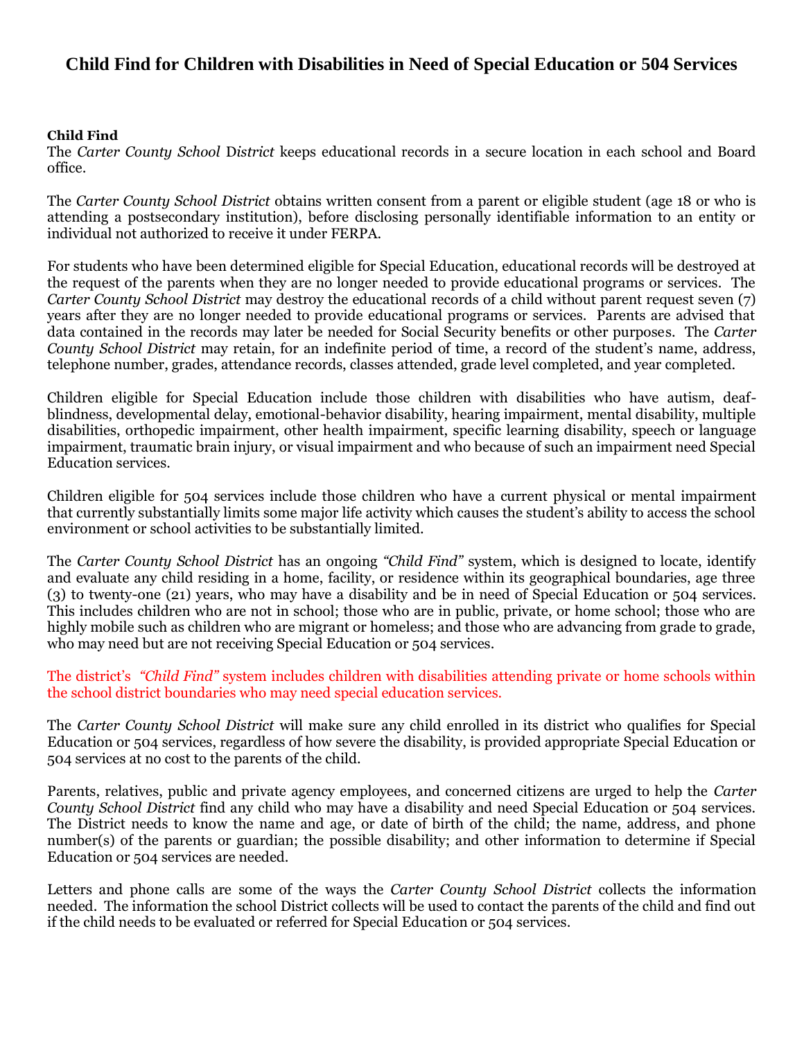# Child Find for Children with Disabilities in Need of Special Education or 504 Services

**Child Find**

The *Carter County School* District keeps educational records in a secure location in each school and Board office.

The *Carter County School District* obtains written consent from a parent or eligible student (age 18 or who is attending a postsecondary institution), before disclosing personally identifiable information to an entity or individual not authorized to receive it under FERPA.

For students who have been determined eligible for Special Education, educational records will be destroyed at the request of the parents when they are no longer needed to provide educational programs or services. The *Carter County School District* may destroy the educational records of a child without parent request seven (7) years after they are no longer needed to provide educational programs or services. Parents are advised that data contained in the records may later be needed for Social Security benefits or other purposes. The *Carter County School District* may retain, for an indefinite period of time, a record of the student's name, address, telephone number, grades, attendance records, classes attended, grade level completed, and year completed.

Children eligible for Special Education include those children with disabilities who have autism, deaf-blindness, developmental delay, emotional-behavior disability, hearing impairment, mental disability, multiple disabilities, orthopedic impairment, other health impairment, specific learning disability, speech or language impairment, traumatic brain injury, or visual impairment and who because of such an impairment need Special Education services.

Children eligible for 504 services include those children who have a current physical or mental impairment that currently substantially limits some major life activity which causes the student's ability to access the school environment or school activities to be substantially limited.

The *Carter County School District* has an ongoing *"Child Find"* system, which is designed to locate, identify and evaluate any child residing in a home, facility, or residence within its geographical boundaries, age three (3) to twenty-one (21) years, who may have a disability and be in need of Special Education or 504 services. This includes children who are not in school; those who are in public, private, or home school; those who are highly mobile such as children who are migrant or homeless; and those who are advancing from grade to grade, who may need but are not receiving Special Education or 504 services.

The district's *"Child Find"* system includes children with disabilities attending private or home schools within the school district boundaries who may need special education services.

The *Carter County School District* will make sure any child enrolled in its district who qualifies for Special Education or 504 services, regardless of how severe the disability, is provided appropriate Special Education or 504 services at no cost to the parents of the child.

Parents, relatives, public and private agency employees, and concerned citizens are urged to help the *Carter County School District* find any child who may have a disability and need Special Education or 504 services. The District needs to know the name and age, or date of birth of the child; the name, address, and phone number(s) of the parents or guardian; the possible disability; and other information to determine if Special Education or 504 services are needed.

Letters and phone calls are some of the ways the *Carter County School District* collects the information needed. The information the school District collects will be used to contact the parents of the child and find out if the child needs to be evaluated or referred for Special Education or 504 services.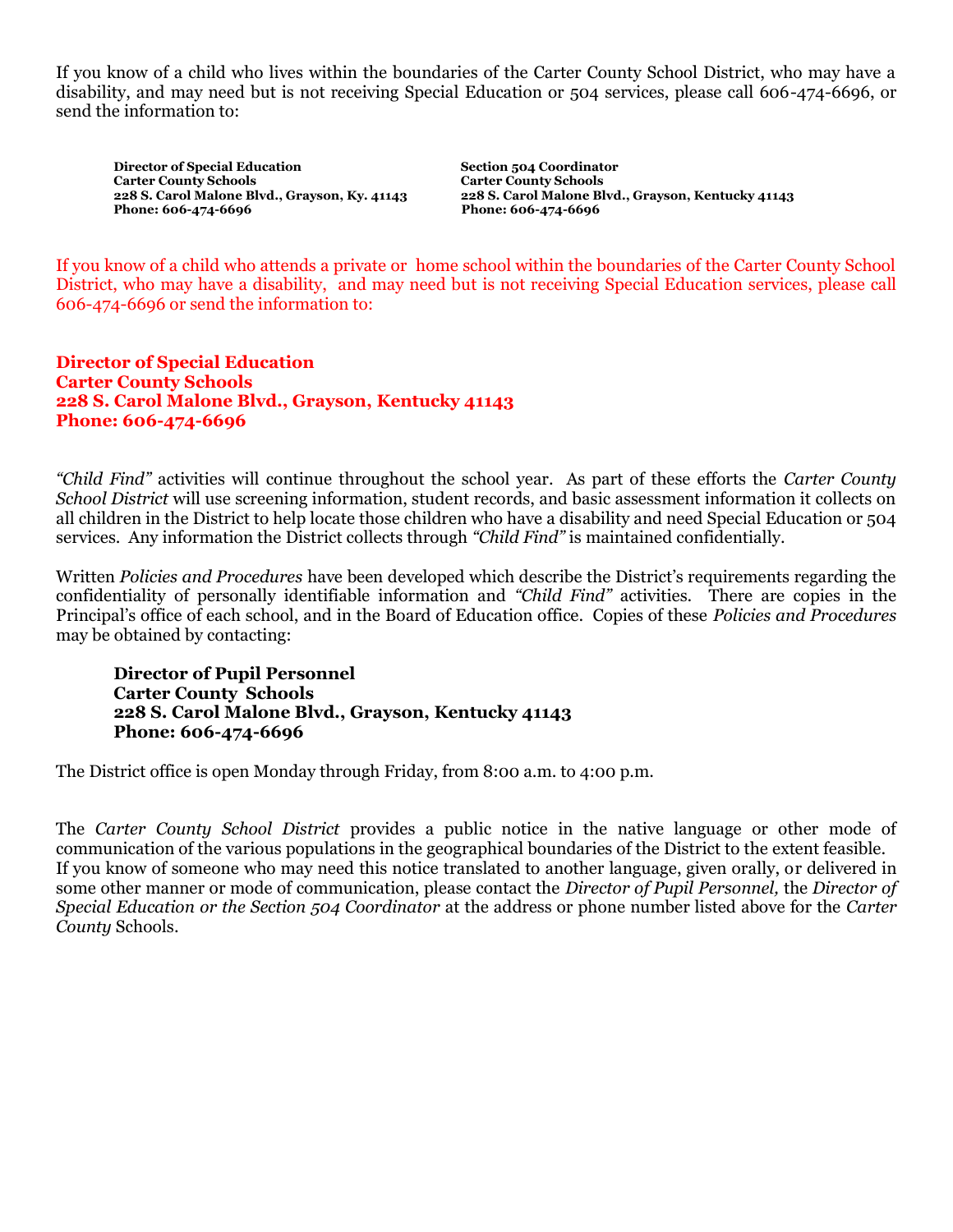If you know of a child who lives within the boundaries of the Carter County School District, who may have a disability, and may need but is not receiving Special Education or 504 services, please call 606-474-6696, or send the information to:

**Director of Special Education**
**Carter County Schools**
**228 S. Carol Malone Blvd., Grayson, Ky. 41143**
**Phone: 606-474-6696**

**Section 504 Coordinator**
**Carter County Schools**
**228 S. Carol Malone Blvd., Grayson, Kentucky 41143**
**Phone: 606-474-6696**

If you know of a child who attends a private or home school within the boundaries of the Carter County School District, who may have a disability, and may need but is not receiving Special Education services, please call 606-474-6696 or send the information to:

**Director of Special Education**
**Carter County Schools**
**228 S. Carol Malone Blvd., Grayson, Kentucky 41143**
**Phone: 606-474-6696**

*"Child Find"* activities will continue throughout the school year. As part of these efforts the *Carter County School District* will use screening information, student records, and basic assessment information it collects on all children in the District to help locate those children who have a disability and need Special Education or 504 services. Any information the District collects through *"Child Find"* is maintained confidentially.

Written *Policies and Procedures* have been developed which describe the District's requirements regarding the confidentiality of personally identifiable information and *"Child Find"* activities. There are copies in the Principal's office of each school, and in the Board of Education office. Copies of these *Policies and Procedures* may be obtained by contacting:

**Director of Pupil Personnel**
**Carter County Schools**
**228 S. Carol Malone Blvd., Grayson, Kentucky 41143**
**Phone: 606-474-6696**

The District office is open Monday through Friday, from 8:00 a.m. to 4:00 p.m.

The *Carter County School District* provides a public notice in the native language or other mode of communication of the various populations in the geographical boundaries of the District to the extent feasible. If you know of someone who may need this notice translated to another language, given orally, or delivered in some other manner or mode of communication, please contact the *Director of Pupil Personnel,* the *Director of Special Education or the Section 504 Coordinator* at the address or phone number listed above for the *Carter County* Schools.